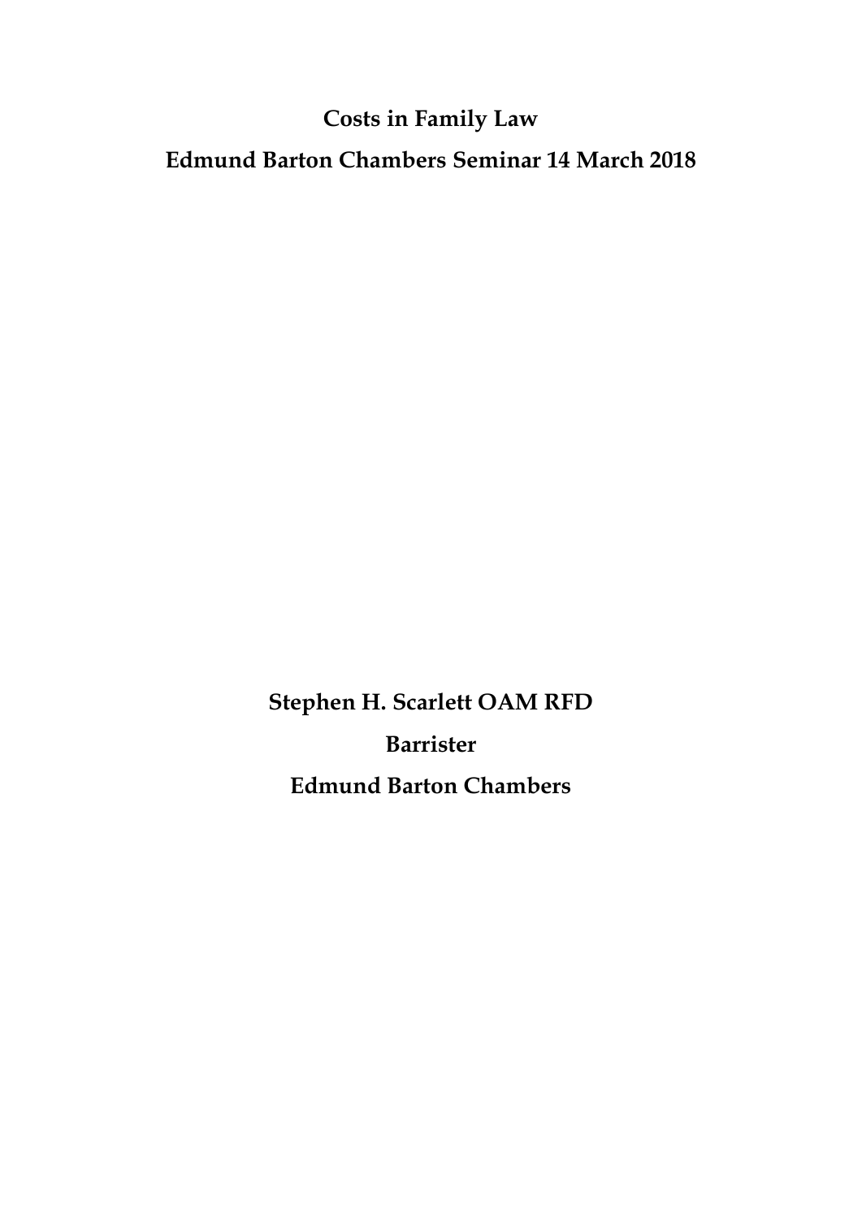**Costs in Family Law**

**Edmund Barton Chambers Seminar 14 March 2018**

**Stephen H. Scarlett OAM RFD**

**Barrister**

**Edmund Barton Chambers**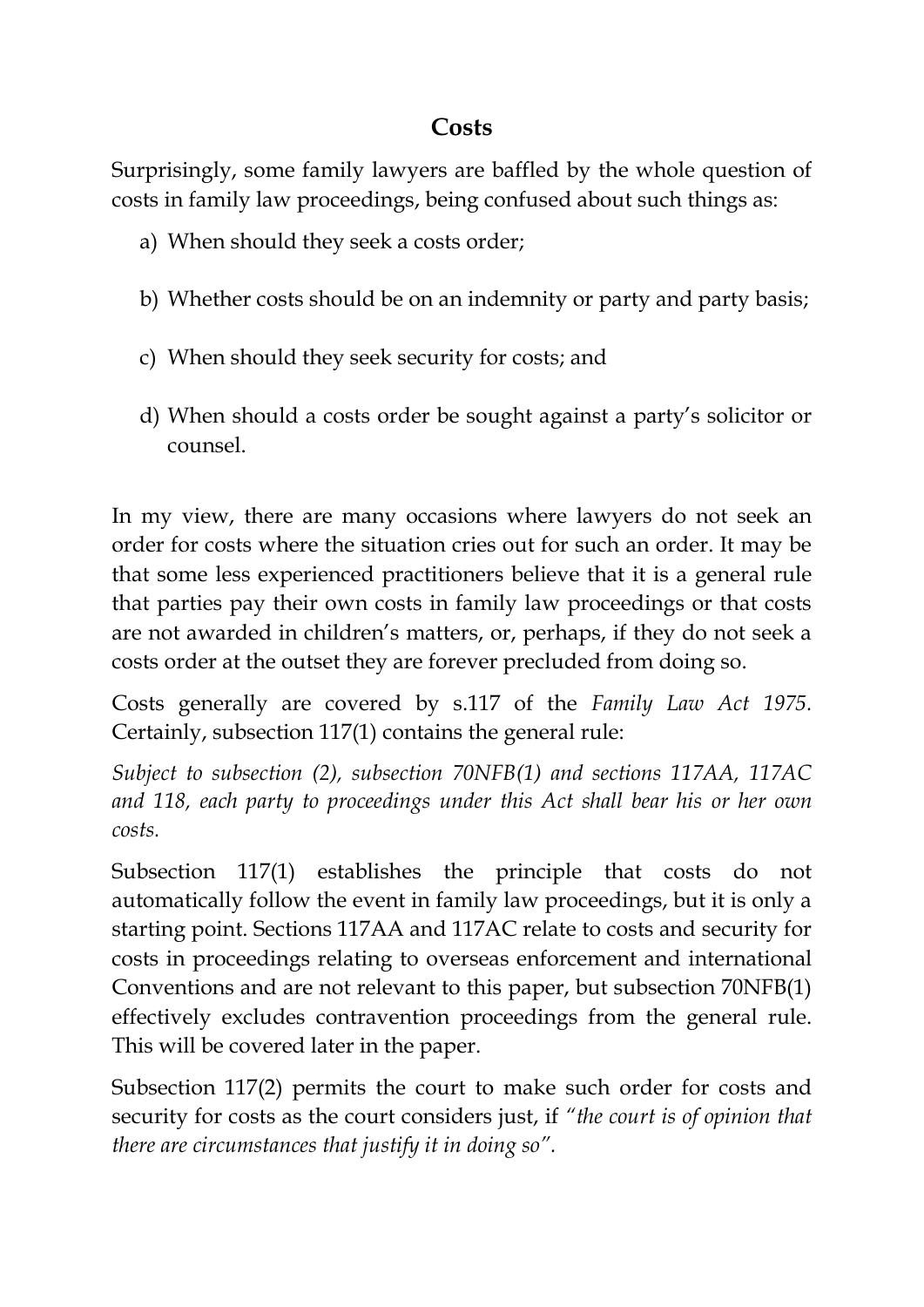## Costs

Surprisingly, some family lawyers are baffled by the whole question of costs in family law proceedings, being confused about such things as:

a) When should they seek a costs order;

b) Whether costs should be on an indemnity or party and party basis;

c) When should they seek security for costs; and

d) When should a costs order be sought against a party's solicitor or counsel.

In my view, there are many occasions where lawyers do not seek an order for costs where the situation cries out for such an order. It may be that some less experienced practitioners believe that it is a general rule that parties pay their own costs in family law proceedings or that costs are not awarded in children's matters, or, perhaps, if they do not seek a costs order at the outset they are forever precluded from doing so.

Costs generally are covered by s.117 of the *Family Law Act 1975*. Certainly, subsection 117(1) contains the general rule:

*Subject to subsection (2), subsection 70NFB(1) and sections 117AA, 117AC and 118, each party to proceedings under this Act shall bear his or her own costs.*

Subsection 117(1) establishes the principle that costs do not automatically follow the event in family law proceedings, but it is only a starting point. Sections 117AA and 117AC relate to costs and security for costs in proceedings relating to overseas enforcement and international Conventions and are not relevant to this paper, but subsection 70NFB(1) effectively excludes contravention proceedings from the general rule. This will be covered later in the paper.

Subsection 117(2) permits the court to make such order for costs and security for costs as the court considers just, if *"the court is of opinion that there are circumstances that justify it in doing so"*.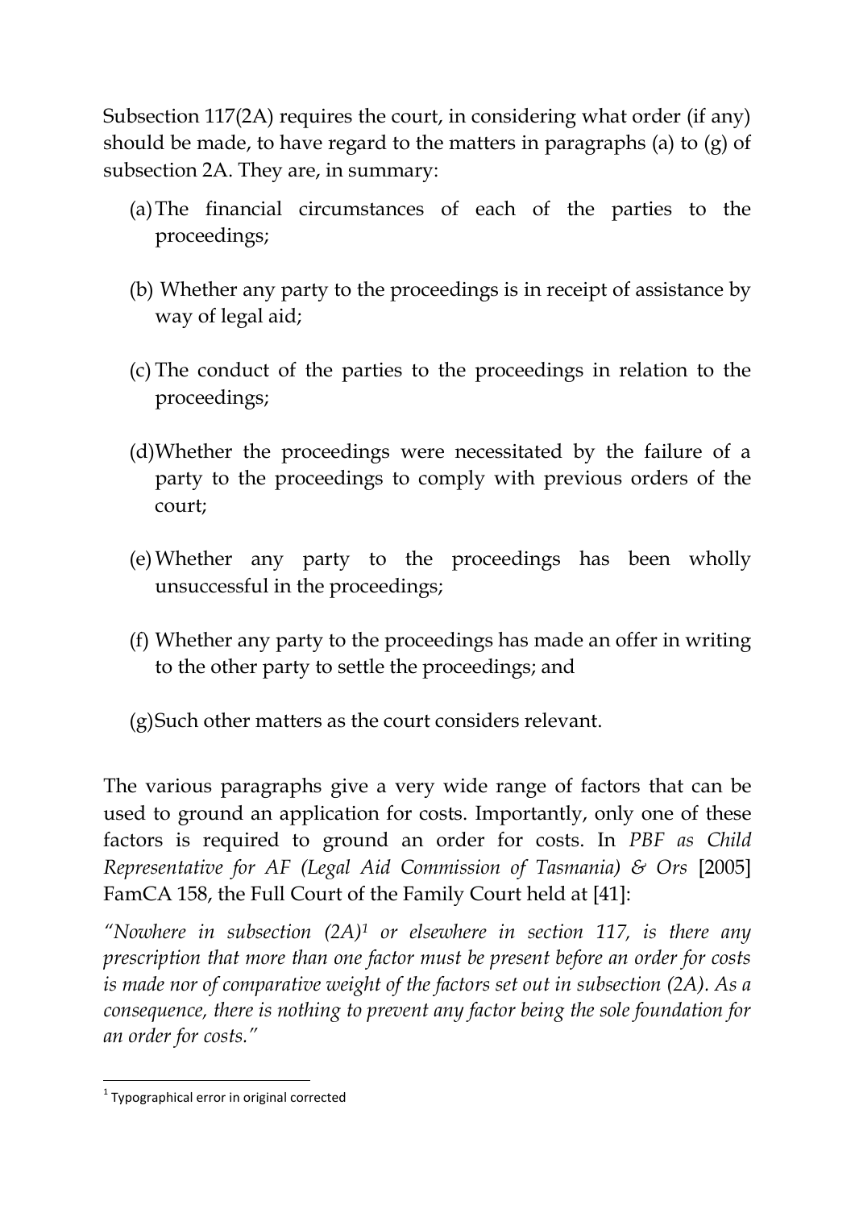Subsection 117(2A) requires the court, in considering what order (if any) should be made, to have regard to the matters in paragraphs (a) to (g) of subsection 2A. They are, in summary:

(a) The financial circumstances of each of the parties to the proceedings;

(b) Whether any party to the proceedings is in receipt of assistance by way of legal aid;

(c) The conduct of the parties to the proceedings in relation to the proceedings;

(d) Whether the proceedings were necessitated by the failure of a party to the proceedings to comply with previous orders of the court;

(e) Whether any party to the proceedings has been wholly unsuccessful in the proceedings;

(f) Whether any party to the proceedings has made an offer in writing to the other party to settle the proceedings; and

(g) Such other matters as the court considers relevant.

The various paragraphs give a very wide range of factors that can be used to ground an application for costs. Importantly, only one of these factors is required to ground an order for costs. In *PBF as Child Representative for AF (Legal Aid Commission of Tasmania) & Ors* [2005] FamCA 158, the Full Court of the Family Court held at [41]:

*"Nowhere in subsection (2A)[1] or elsewhere in section 117, is there any prescription that more than one factor must be present before an order for costs is made nor of comparative weight of the factors set out in subsection (2A). As a consequence, there is nothing to prevent any factor being the sole foundation for an order for costs."*

---

[1] Typographical error in original corrected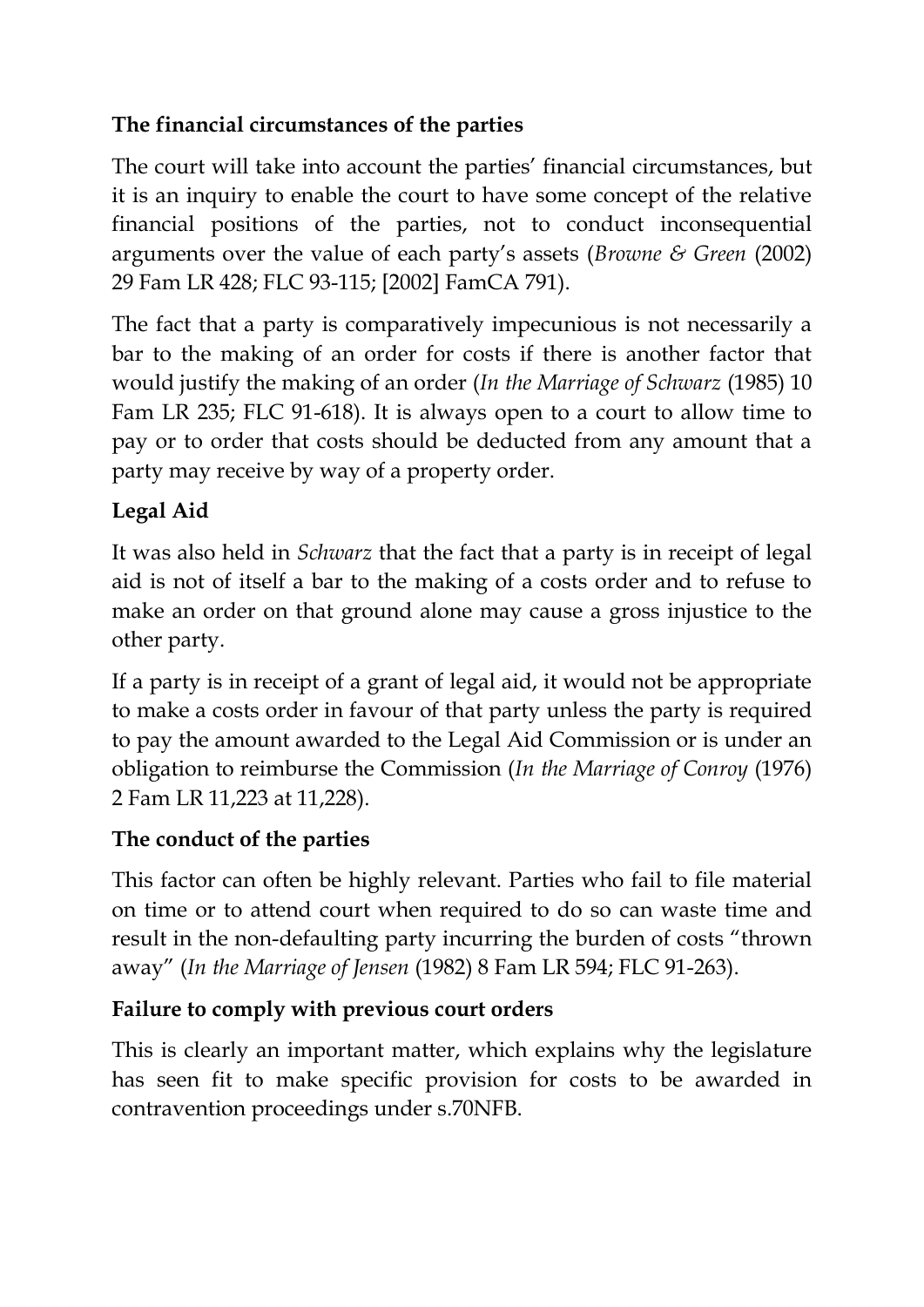**The financial circumstances of the parties**

The court will take into account the parties' financial circumstances, but it is an inquiry to enable the court to have some concept of the relative financial positions of the parties, not to conduct inconsequential arguments over the value of each party's assets (*Browne & Green* (2002) 29 Fam LR 428; FLC 93-115; [2002] FamCA 791).

The fact that a party is comparatively impecunious is not necessarily a bar to the making of an order for costs if there is another factor that would justify the making of an order (*In the Marriage of Schwarz* (1985) 10 Fam LR 235; FLC 91-618). It is always open to a court to allow time to pay or to order that costs should be deducted from any amount that a party may receive by way of a property order.

**Legal Aid**

It was also held in *Schwarz* that the fact that a party is in receipt of legal aid is not of itself a bar to the making of a costs order and to refuse to make an order on that ground alone may cause a gross injustice to the other party.

If a party is in receipt of a grant of legal aid, it would not be appropriate to make a costs order in favour of that party unless the party is required to pay the amount awarded to the Legal Aid Commission or is under an obligation to reimburse the Commission (*In the Marriage of Conroy* (1976) 2 Fam LR 11,223 at 11,228).

**The conduct of the parties**

This factor can often be highly relevant. Parties who fail to file material on time or to attend court when required to do so can waste time and result in the non-defaulting party incurring the burden of costs "thrown away" (*In the Marriage of Jensen* (1982) 8 Fam LR 594; FLC 91-263).

**Failure to comply with previous court orders**

This is clearly an important matter, which explains why the legislature has seen fit to make specific provision for costs to be awarded in contravention proceedings under s.70NFB.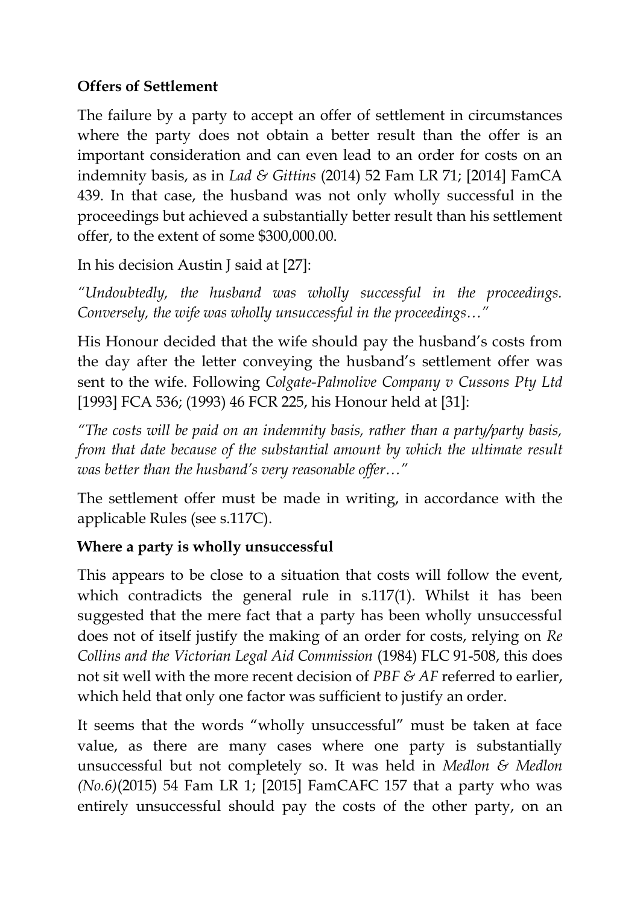**Offers of Settlement**

The failure by a party to accept an offer of settlement in circumstances where the party does not obtain a better result than the offer is an important consideration and can even lead to an order for costs on an indemnity basis, as in *Lad & Gittins* (2014) 52 Fam LR 71; [2014] FamCA 439. In that case, the husband was not only wholly successful in the proceedings but achieved a substantially better result than his settlement offer, to the extent of some $300,000.00.

In his decision Austin J said at [27]:

*"Undoubtedly, the husband was wholly successful in the proceedings. Conversely, the wife was wholly unsuccessful in the proceedings…"*

His Honour decided that the wife should pay the husband's costs from the day after the letter conveying the husband's settlement offer was sent to the wife. Following *Colgate-Palmolive Company v Cussons Pty Ltd* [1993] FCA 536; (1993) 46 FCR 225, his Honour held at [31]:

*"The costs will be paid on an indemnity basis, rather than a party/party basis, from that date because of the substantial amount by which the ultimate result was better than the husband's very reasonable offer…"*

The settlement offer must be made in writing, in accordance with the applicable Rules (see s.117C).

**Where a party is wholly unsuccessful**

This appears to be close to a situation that costs will follow the event, which contradicts the general rule in s.117(1). Whilst it has been suggested that the mere fact that a party has been wholly unsuccessful does not of itself justify the making of an order for costs, relying on *Re Collins and the Victorian Legal Aid Commission* (1984) FLC 91-508, this does not sit well with the more recent decision of *PBF & AF* referred to earlier, which held that only one factor was sufficient to justify an order.

It seems that the words "wholly unsuccessful" must be taken at face value, as there are many cases where one party is substantially unsuccessful but not completely so. It was held in *Medlon & Medlon (No.6)*(2015) 54 Fam LR 1; [2015] FamCAFC 157 that a party who was entirely unsuccessful should pay the costs of the other party, on an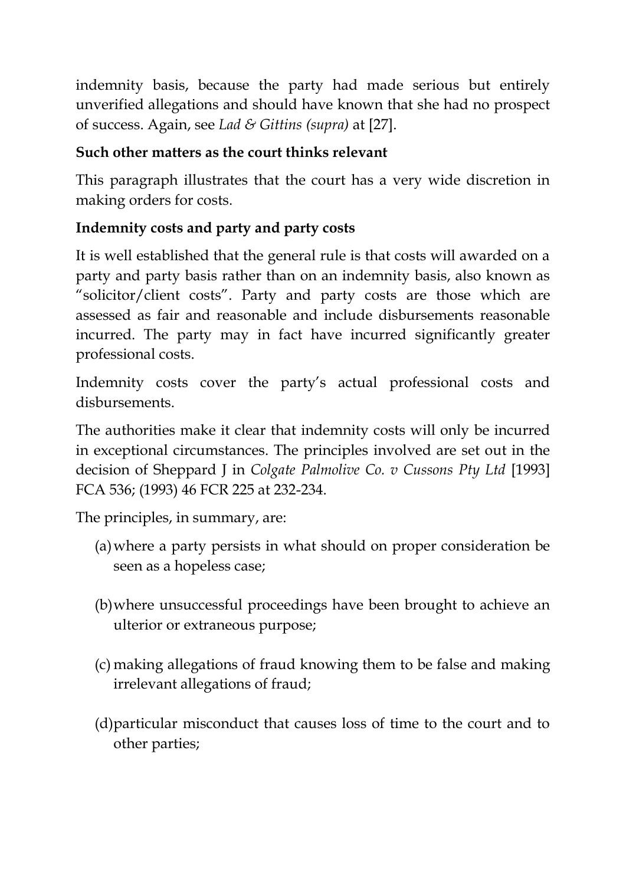indemnity basis, because the party had made serious but entirely unverified allegations and should have known that she had no prospect of success. Again, see *Lad & Gittins (supra)* at [27].

**Such other matters as the court thinks relevant**

This paragraph illustrates that the court has a very wide discretion in making orders for costs.

**Indemnity costs and party and party costs**

It is well established that the general rule is that costs will awarded on a party and party basis rather than on an indemnity basis, also known as "solicitor/client costs". Party and party costs are those which are assessed as fair and reasonable and include disbursements reasonable incurred. The party may in fact have incurred significantly greater professional costs.

Indemnity costs cover the party's actual professional costs and disbursements.

The authorities make it clear that indemnity costs will only be incurred in exceptional circumstances. The principles involved are set out in the decision of Sheppard J in *Colgate Palmolive Co. v Cussons Pty Ltd* [1993] FCA 536; (1993) 46 FCR 225 at 232-234.

The principles, in summary, are:

(a) where a party persists in what should on proper consideration be seen as a hopeless case;

(b) where unsuccessful proceedings have been brought to achieve an ulterior or extraneous purpose;

(c) making allegations of fraud knowing them to be false and making irrelevant allegations of fraud;

(d) particular misconduct that causes loss of time to the court and to other parties;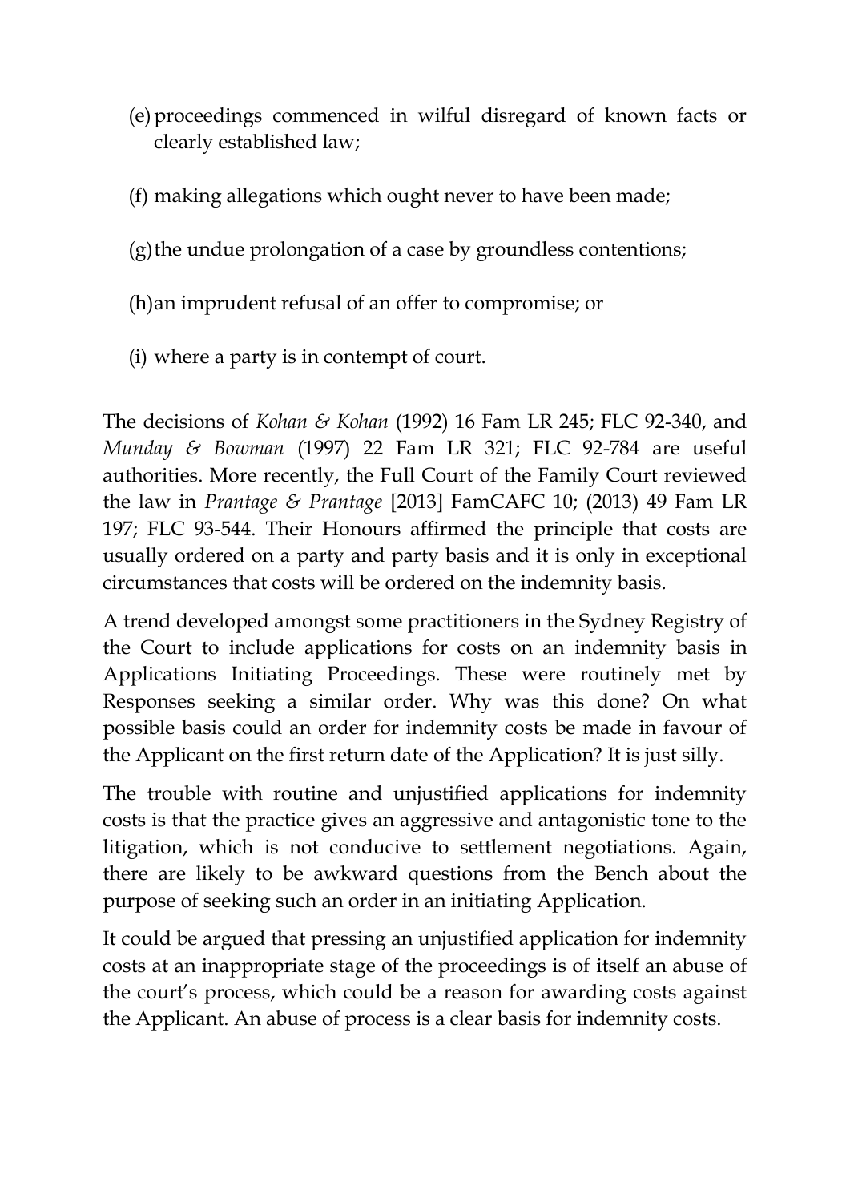(e) proceedings commenced in wilful disregard of known facts or clearly established law;

(f) making allegations which ought never to have been made;

(g) the undue prolongation of a case by groundless contentions;

(h) an imprudent refusal of an offer to compromise; or

(i) where a party is in contempt of court.

The decisions of *Kohan & Kohan* (1992) 16 Fam LR 245; FLC 92-340, and *Munday & Bowman* (1997) 22 Fam LR 321; FLC 92-784 are useful authorities. More recently, the Full Court of the Family Court reviewed the law in *Prantage & Prantage* [2013] FamCAFC 10; (2013) 49 Fam LR 197; FLC 93-544. Their Honours affirmed the principle that costs are usually ordered on a party and party basis and it is only in exceptional circumstances that costs will be ordered on the indemnity basis.

A trend developed amongst some practitioners in the Sydney Registry of the Court to include applications for costs on an indemnity basis in Applications Initiating Proceedings. These were routinely met by Responses seeking a similar order. Why was this done? On what possible basis could an order for indemnity costs be made in favour of the Applicant on the first return date of the Application? It is just silly.

The trouble with routine and unjustified applications for indemnity costs is that the practice gives an aggressive and antagonistic tone to the litigation, which is not conducive to settlement negotiations. Again, there are likely to be awkward questions from the Bench about the purpose of seeking such an order in an initiating Application.

It could be argued that pressing an unjustified application for indemnity costs at an inappropriate stage of the proceedings is of itself an abuse of the court's process, which could be a reason for awarding costs against the Applicant. An abuse of process is a clear basis for indemnity costs.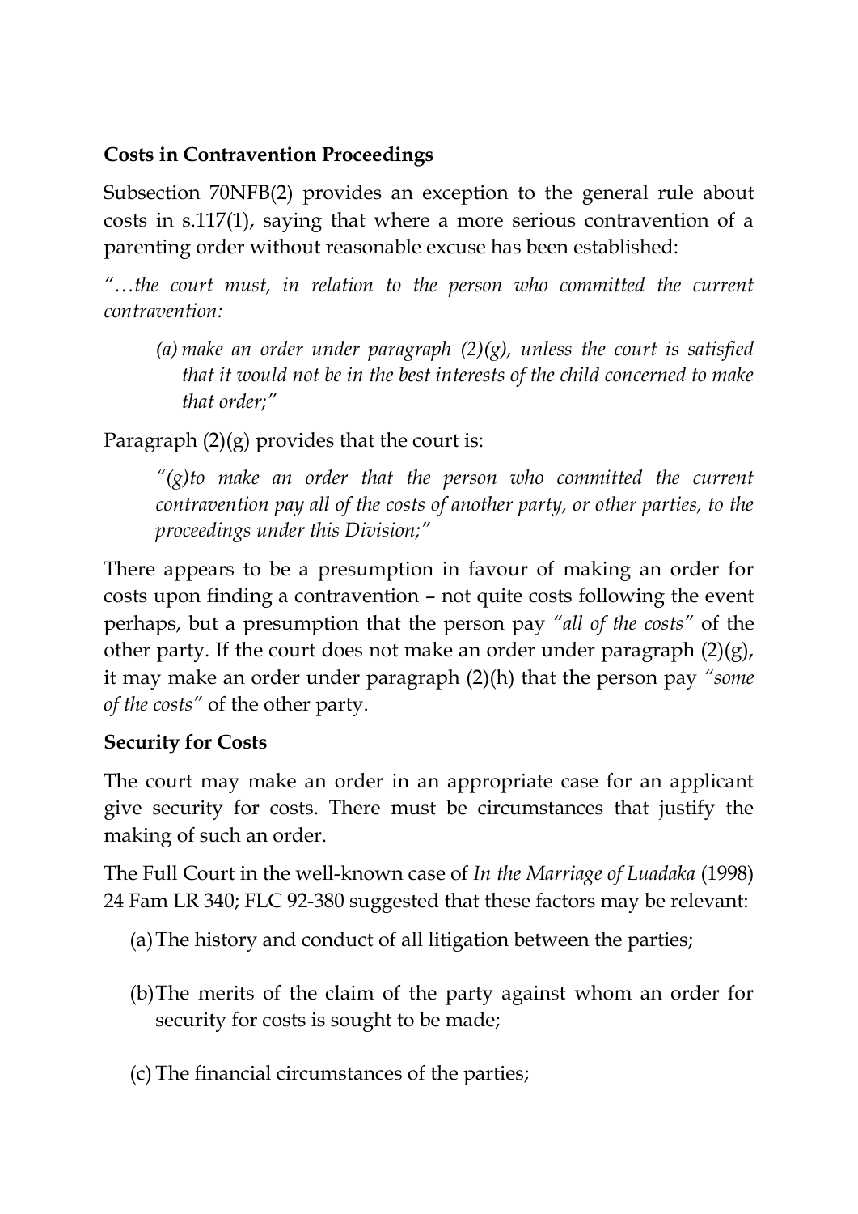**Costs in Contravention Proceedings**

Subsection 70NFB(2) provides an exception to the general rule about costs in s.117(1), saying that where a more serious contravention of a parenting order without reasonable excuse has been established:

*"…the court must, in relation to the person who committed the current contravention:*

> *(a) make an order under paragraph (2)(g), unless the court is satisfied that it would not be in the best interests of the child concerned to make that order;"*

Paragraph (2)(g) provides that the court is:

> *"(g)to make an order that the person who committed the current contravention pay all of the costs of another party, or other parties, to the proceedings under this Division;"*

There appears to be a presumption in favour of making an order for costs upon finding a contravention – not quite costs following the event perhaps, but a presumption that the person pay *"all of the costs"* of the other party. If the court does not make an order under paragraph (2)(g), it may make an order under paragraph (2)(h) that the person pay *"some of the costs"* of the other party.

**Security for Costs**

The court may make an order in an appropriate case for an applicant give security for costs. There must be circumstances that justify the making of such an order.

The Full Court in the well-known case of *In the Marriage of Luadaka* (1998) 24 Fam LR 340; FLC 92-380 suggested that these factors may be relevant:

(a) The history and conduct of all litigation between the parties;

(b) The merits of the claim of the party against whom an order for security for costs is sought to be made;

(c) The financial circumstances of the parties;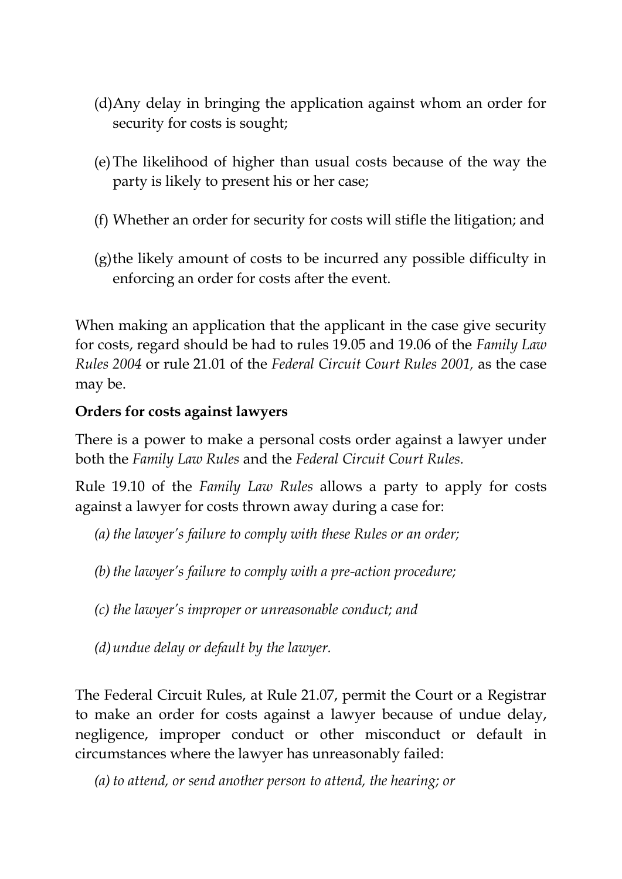(d) Any delay in bringing the application against whom an order for security for costs is sought;

(e) The likelihood of higher than usual costs because of the way the party is likely to present his or her case;

(f) Whether an order for security for costs will stifle the litigation; and

(g) the likely amount of costs to be incurred any possible difficulty in enforcing an order for costs after the event.

When making an application that the applicant in the case give security for costs, regard should be had to rules 19.05 and 19.06 of the *Family Law Rules 2004* or rule 21.01 of the *Federal Circuit Court Rules 2001,* as the case may be.

**Orders for costs against lawyers**

There is a power to make a personal costs order against a lawyer under both the *Family Law Rules* and the *Federal Circuit Court Rules.*

Rule 19.10 of the *Family Law Rules* allows a party to apply for costs against a lawyer for costs thrown away during a case for:

*(a) the lawyer's failure to comply with these Rules or an order;*

*(b) the lawyer's failure to comply with a pre-action procedure;*

*(c) the lawyer's improper or unreasonable conduct; and*

*(d) undue delay or default by the lawyer.*

The Federal Circuit Rules, at Rule 21.07, permit the Court or a Registrar to make an order for costs against a lawyer because of undue delay, negligence, improper conduct or other misconduct or default in circumstances where the lawyer has unreasonably failed:

*(a) to attend, or send another person to attend, the hearing; or*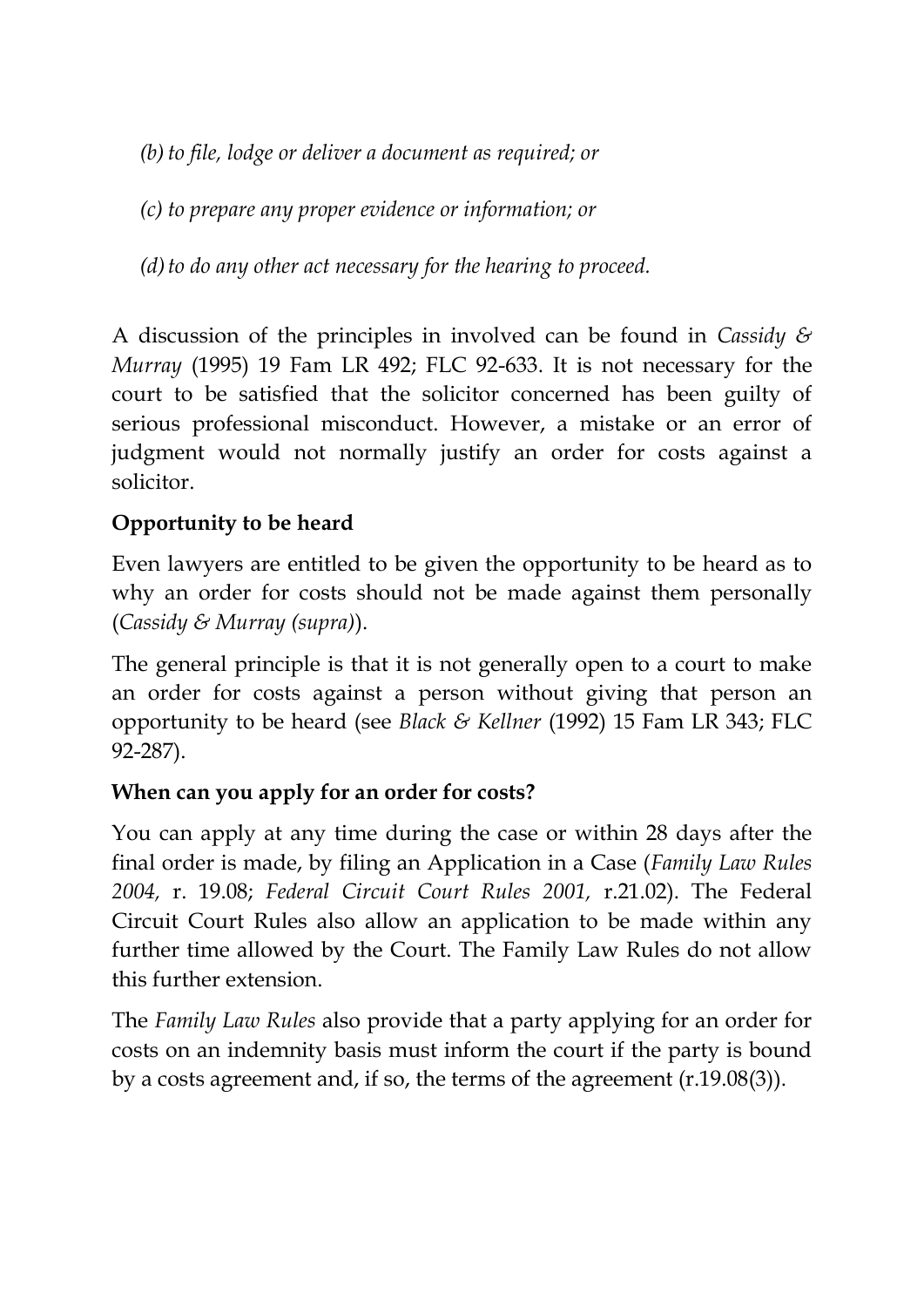*(b) to file, lodge or deliver a document as required; or*

*(c) to prepare any proper evidence or information; or*

*(d) to do any other act necessary for the hearing to proceed.*

A discussion of the principles in involved can be found in *Cassidy & Murray* (1995) 19 Fam LR 492; FLC 92-633. It is not necessary for the court to be satisfied that the solicitor concerned has been guilty of serious professional misconduct. However, a mistake or an error of judgment would not normally justify an order for costs against a solicitor.

**Opportunity to be heard**

Even lawyers are entitled to be given the opportunity to be heard as to why an order for costs should not be made against them personally (*Cassidy & Murray (supra)*).

The general principle is that it is not generally open to a court to make an order for costs against a person without giving that person an opportunity to be heard (see *Black & Kellner* (1992) 15 Fam LR 343; FLC 92-287).

**When can you apply for an order for costs?**

You can apply at any time during the case or within 28 days after the final order is made, by filing an Application in a Case (*Family Law Rules 2004,* r. 19.08; *Federal Circuit Court Rules 2001,* r.21.02). The Federal Circuit Court Rules also allow an application to be made within any further time allowed by the Court. The Family Law Rules do not allow this further extension.

The *Family Law Rules* also provide that a party applying for an order for costs on an indemnity basis must inform the court if the party is bound by a costs agreement and, if so, the terms of the agreement (r.19.08(3)).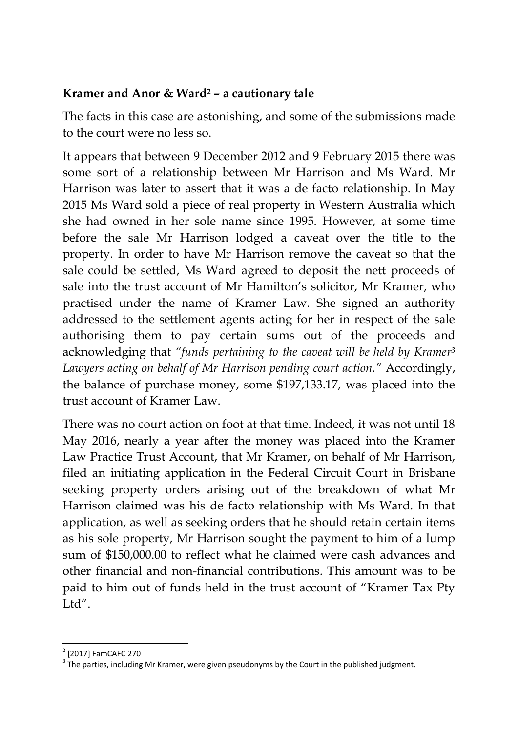**Kramer and Anor & Ward[2] – a cautionary tale**

The facts in this case are astonishing, and some of the submissions made to the court were no less so.

It appears that between 9 December 2012 and 9 February 2015 there was some sort of a relationship between Mr Harrison and Ms Ward. Mr Harrison was later to assert that it was a de facto relationship. In May 2015 Ms Ward sold a piece of real property in Western Australia which she had owned in her sole name since 1995. However, at some time before the sale Mr Harrison lodged a caveat over the title to the property. In order to have Mr Harrison remove the caveat so that the sale could be settled, Ms Ward agreed to deposit the nett proceeds of sale into the trust account of Mr Hamilton's solicitor, Mr Kramer, who practised under the name of Kramer Law. She signed an authority addressed to the settlement agents acting for her in respect of the sale authorising them to pay certain sums out of the proceeds and acknowledging that *"funds pertaining to the caveat will be held by Kramer[3] Lawyers acting on behalf of Mr Harrison pending court action."* Accordingly, the balance of purchase money, some $197,133.17, was placed into the trust account of Kramer Law.

There was no court action on foot at that time. Indeed, it was not until 18 May 2016, nearly a year after the money was placed into the Kramer Law Practice Trust Account, that Mr Kramer, on behalf of Mr Harrison, filed an initiating application in the Federal Circuit Court in Brisbane seeking property orders arising out of the breakdown of what Mr Harrison claimed was his de facto relationship with Ms Ward. In that application, as well as seeking orders that he should retain certain items as his sole property, Mr Harrison sought the payment to him of a lump sum of $150,000.00 to reflect what he claimed were cash advances and other financial and non-financial contributions. This amount was to be paid to him out of funds held in the trust account of "Kramer Tax Pty Ltd".

[2] [2017] FamCAFC 270

[3] The parties, including Mr Kramer, were given pseudonyms by the Court in the published judgment.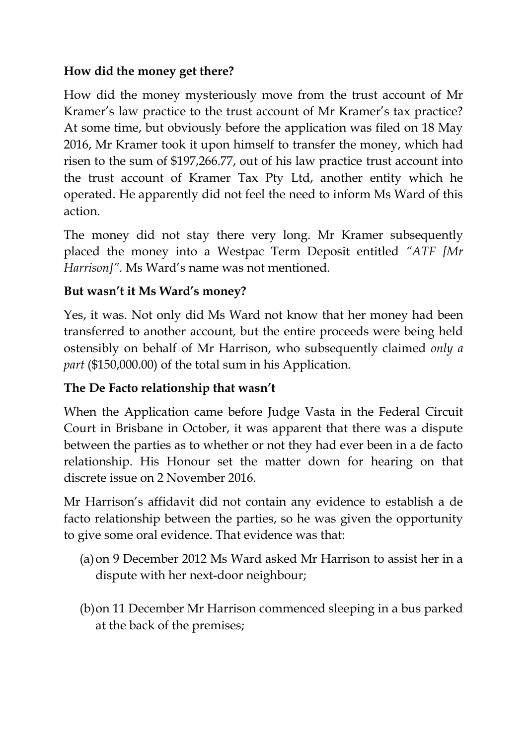**How did the money get there?**

How did the money mysteriously move from the trust account of Mr Kramer's law practice to the trust account of Mr Kramer's tax practice? At some time, but obviously before the application was filed on 18 May 2016, Mr Kramer took it upon himself to transfer the money, which had risen to the sum of $197,266.77, out of his law practice trust account into the trust account of Kramer Tax Pty Ltd, another entity which he operated. He apparently did not feel the need to inform Ms Ward of this action.

The money did not stay there very long. Mr Kramer subsequently placed the money into a Westpac Term Deposit entitled *"ATF [Mr Harrison]"*. Ms Ward's name was not mentioned.

**But wasn't it Ms Ward's money?**

Yes, it was. Not only did Ms Ward not know that her money had been transferred to another account, but the entire proceeds were being held ostensibly on behalf of Mr Harrison, who subsequently claimed *only a part* ($150,000.00) of the total sum in his Application.

**The De Facto relationship that wasn't**

When the Application came before Judge Vasta in the Federal Circuit Court in Brisbane in October, it was apparent that there was a dispute between the parties as to whether or not they had ever been in a de facto relationship. His Honour set the matter down for hearing on that discrete issue on 2 November 2016.

Mr Harrison's affidavit did not contain any evidence to establish a de facto relationship between the parties, so he was given the opportunity to give some oral evidence. That evidence was that:

(a) on 9 December 2012 Ms Ward asked Mr Harrison to assist her in a dispute with her next-door neighbour;

(b) on 11 December Mr Harrison commenced sleeping in a bus parked at the back of the premises;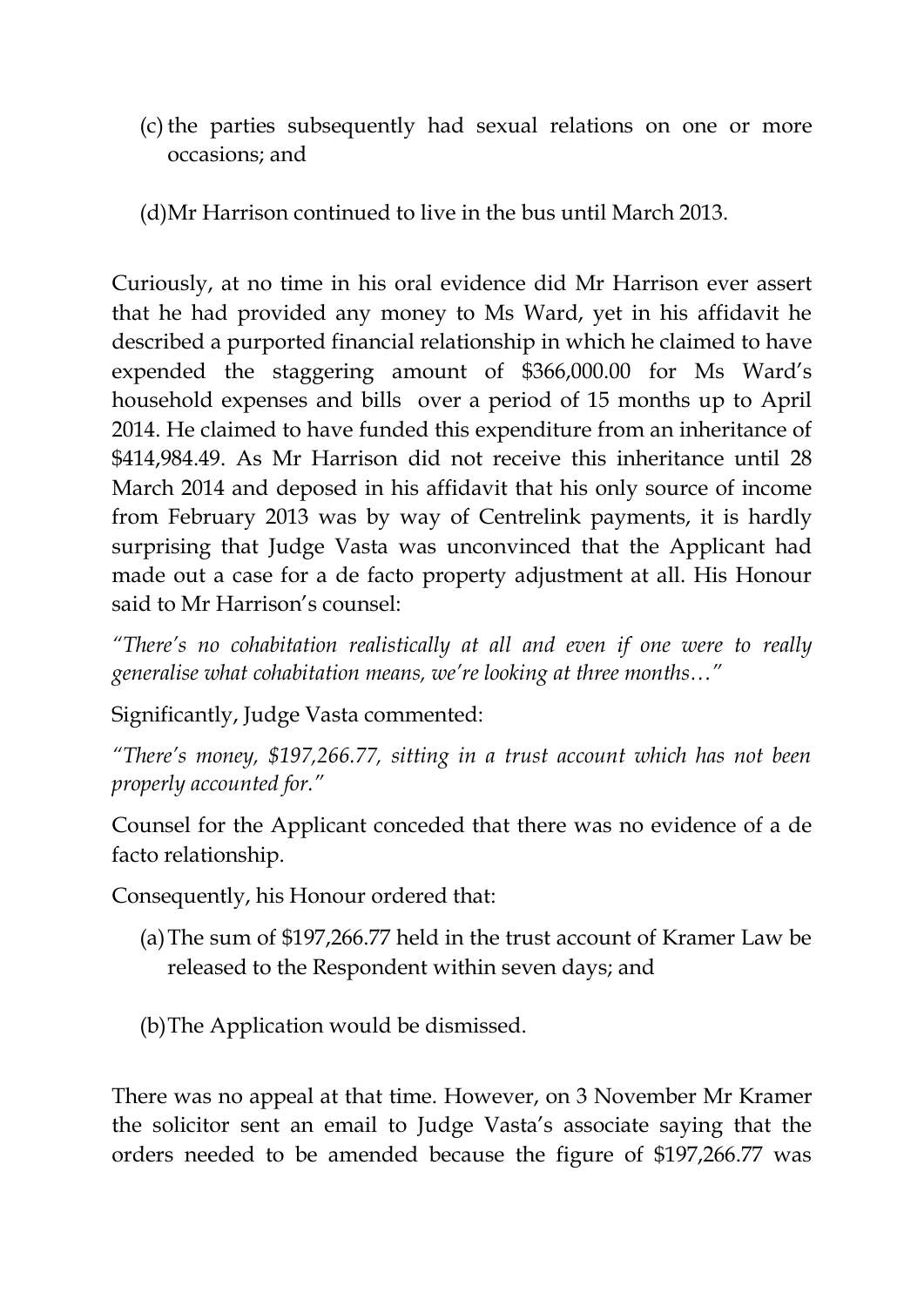(c) the parties subsequently had sexual relations on one or more occasions; and

(d) Mr Harrison continued to live in the bus until March 2013.

Curiously, at no time in his oral evidence did Mr Harrison ever assert that he had provided any money to Ms Ward, yet in his affidavit he described a purported financial relationship in which he claimed to have expended the staggering amount of $366,000.00 for Ms Ward's household expenses and bills over a period of 15 months up to April 2014. He claimed to have funded this expenditure from an inheritance of $414,984.49. As Mr Harrison did not receive this inheritance until 28 March 2014 and deposed in his affidavit that his only source of income from February 2013 was by way of Centrelink payments, it is hardly surprising that Judge Vasta was unconvinced that the Applicant had made out a case for a de facto property adjustment at all. His Honour said to Mr Harrison's counsel:

*"There's no cohabitation realistically at all and even if one were to really generalise what cohabitation means, we're looking at three months…"*

Significantly, Judge Vasta commented:

*"There's money, $197,266.77, sitting in a trust account which has not been properly accounted for."*

Counsel for the Applicant conceded that there was no evidence of a de facto relationship.

Consequently, his Honour ordered that:

(a) The sum of $197,266.77 held in the trust account of Kramer Law be released to the Respondent within seven days; and

(b) The Application would be dismissed.

There was no appeal at that time. However, on 3 November Mr Kramer the solicitor sent an email to Judge Vasta's associate saying that the orders needed to be amended because the figure of $197,266.77 was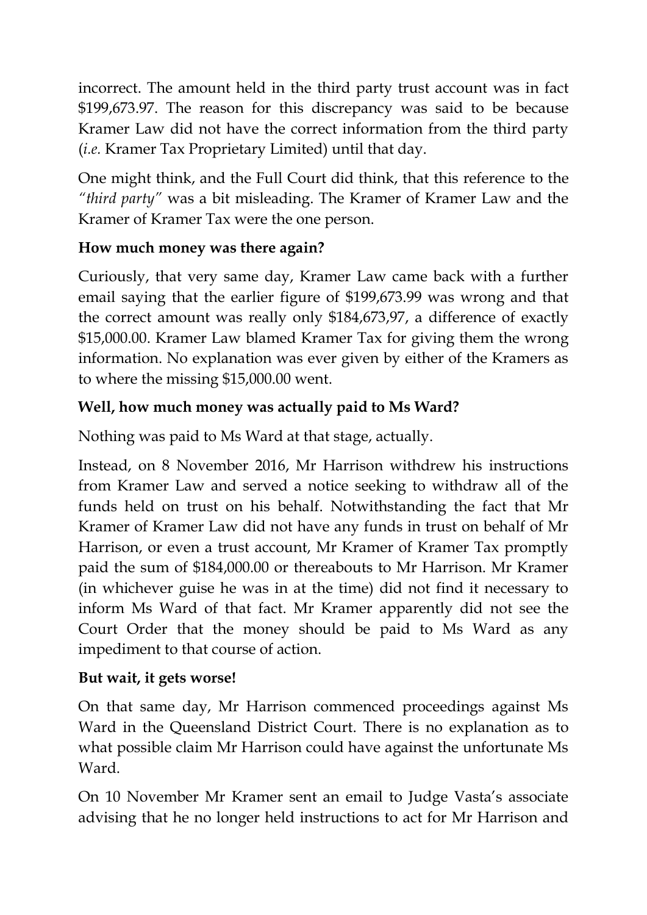incorrect. The amount held in the third party trust account was in fact $199,673.97. The reason for this discrepancy was said to be because Kramer Law did not have the correct information from the third party (*i.e.* Kramer Tax Proprietary Limited) until that day.

One might think, and the Full Court did think, that this reference to the *"third party"* was a bit misleading. The Kramer of Kramer Law and the Kramer of Kramer Tax were the one person.

**How much money was there again?**

Curiously, that very same day, Kramer Law came back with a further email saying that the earlier figure of $199,673.99 was wrong and that the correct amount was really only $184,673,97, a difference of exactly $15,000.00. Kramer Law blamed Kramer Tax for giving them the wrong information. No explanation was ever given by either of the Kramers as to where the missing $15,000.00 went.

**Well, how much money was actually paid to Ms Ward?**

Nothing was paid to Ms Ward at that stage, actually.

Instead, on 8 November 2016, Mr Harrison withdrew his instructions from Kramer Law and served a notice seeking to withdraw all of the funds held on trust on his behalf. Notwithstanding the fact that Mr Kramer of Kramer Law did not have any funds in trust on behalf of Mr Harrison, or even a trust account, Mr Kramer of Kramer Tax promptly paid the sum of $184,000.00 or thereabouts to Mr Harrison. Mr Kramer (in whichever guise he was in at the time) did not find it necessary to inform Ms Ward of that fact. Mr Kramer apparently did not see the Court Order that the money should be paid to Ms Ward as any impediment to that course of action.

**But wait, it gets worse!**

On that same day, Mr Harrison commenced proceedings against Ms Ward in the Queensland District Court. There is no explanation as to what possible claim Mr Harrison could have against the unfortunate Ms Ward.

On 10 November Mr Kramer sent an email to Judge Vasta's associate advising that he no longer held instructions to act for Mr Harrison and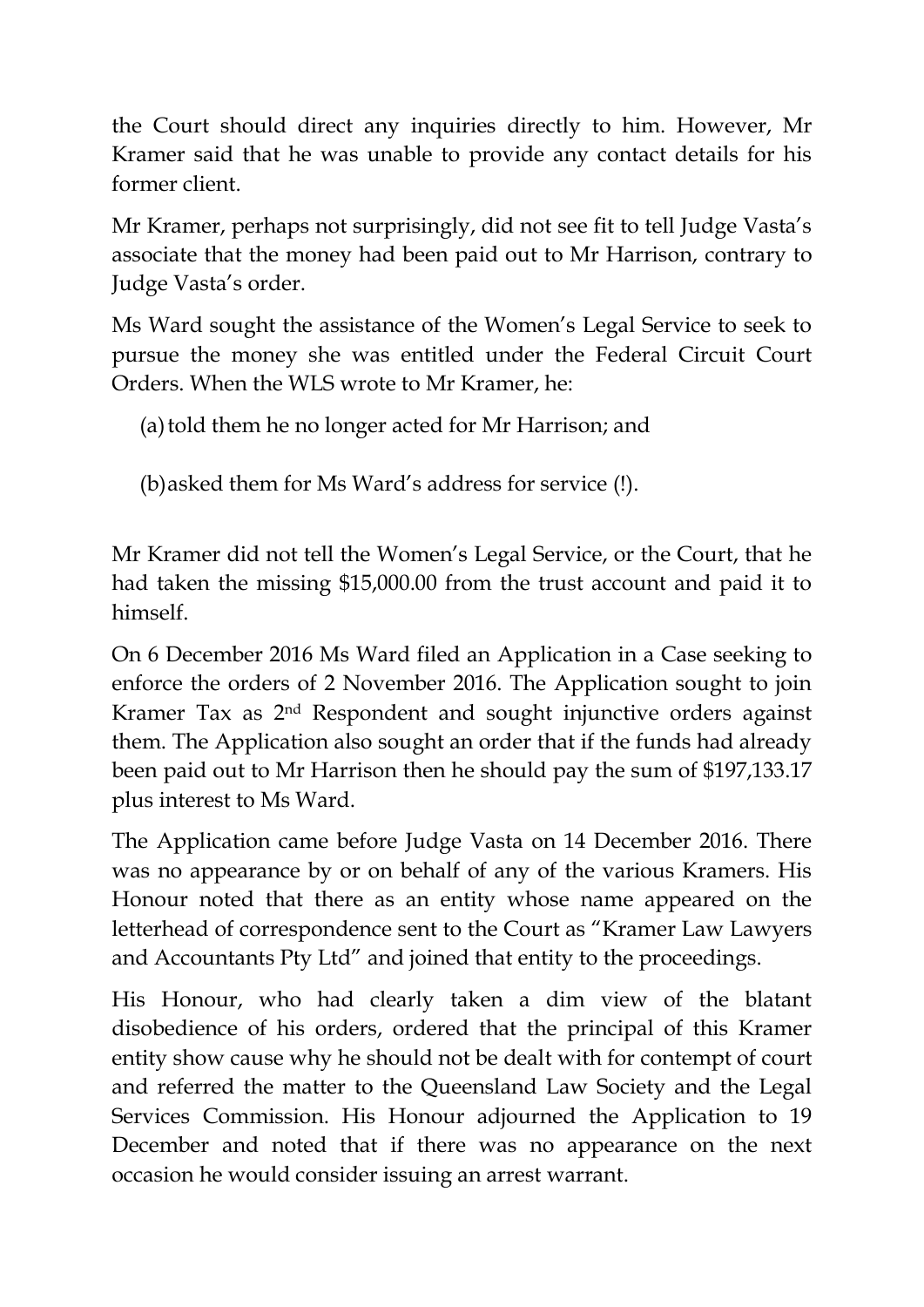the Court should direct any inquiries directly to him. However, Mr Kramer said that he was unable to provide any contact details for his former client.

Mr Kramer, perhaps not surprisingly, did not see fit to tell Judge Vasta's associate that the money had been paid out to Mr Harrison, contrary to Judge Vasta's order.

Ms Ward sought the assistance of the Women's Legal Service to seek to pursue the money she was entitled under the Federal Circuit Court Orders. When the WLS wrote to Mr Kramer, he:

(a) told them he no longer acted for Mr Harrison; and

(b) asked them for Ms Ward's address for service (!).

Mr Kramer did not tell the Women's Legal Service, or the Court, that he had taken the missing $15,000.00 from the trust account and paid it to himself.

On 6 December 2016 Ms Ward filed an Application in a Case seeking to enforce the orders of 2 November 2016. The Application sought to join Kramer Tax as 2nd Respondent and sought injunctive orders against them. The Application also sought an order that if the funds had already been paid out to Mr Harrison then he should pay the sum of $197,133.17 plus interest to Ms Ward.

The Application came before Judge Vasta on 14 December 2016. There was no appearance by or on behalf of any of the various Kramers. His Honour noted that there as an entity whose name appeared on the letterhead of correspondence sent to the Court as "Kramer Law Lawyers and Accountants Pty Ltd" and joined that entity to the proceedings.

His Honour, who had clearly taken a dim view of the blatant disobedience of his orders, ordered that the principal of this Kramer entity show cause why he should not be dealt with for contempt of court and referred the matter to the Queensland Law Society and the Legal Services Commission. His Honour adjourned the Application to 19 December and noted that if there was no appearance on the next occasion he would consider issuing an arrest warrant.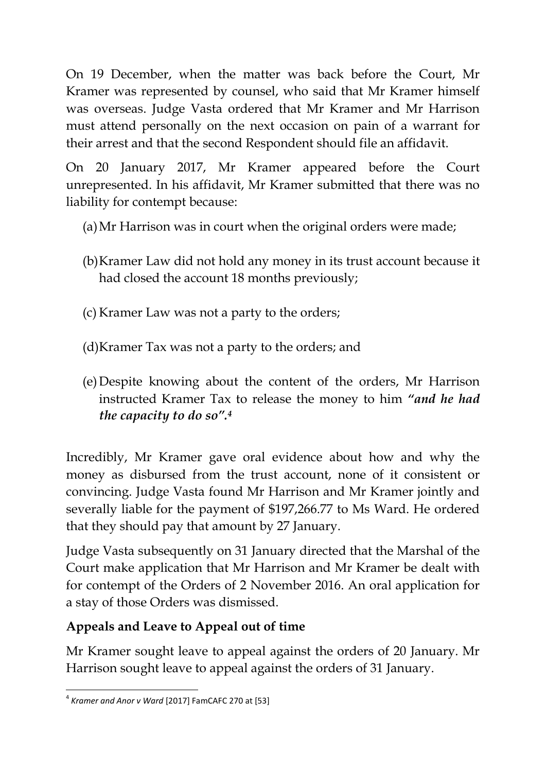On 19 December, when the matter was back before the Court, Mr Kramer was represented by counsel, who said that Mr Kramer himself was overseas. Judge Vasta ordered that Mr Kramer and Mr Harrison must attend personally on the next occasion on pain of a warrant for their arrest and that the second Respondent should file an affidavit.

On 20 January 2017, Mr Kramer appeared before the Court unrepresented. In his affidavit, Mr Kramer submitted that there was no liability for contempt because:

(a) Mr Harrison was in court when the original orders were made;

(b) Kramer Law did not hold any money in its trust account because it had closed the account 18 months previously;

(c) Kramer Law was not a party to the orders;

(d) Kramer Tax was not a party to the orders; and

(e) Despite knowing about the content of the orders, Mr Harrison instructed Kramer Tax to release the money to him ***"and he had the capacity to do so".***[4]

Incredibly, Mr Kramer gave oral evidence about how and why the money as disbursed from the trust account, none of it consistent or convincing. Judge Vasta found Mr Harrison and Mr Kramer jointly and severally liable for the payment of $197,266.77 to Ms Ward. He ordered that they should pay that amount by 27 January.

Judge Vasta subsequently on 31 January directed that the Marshal of the Court make application that Mr Harrison and Mr Kramer be dealt with for contempt of the Orders of 2 November 2016. An oral application for a stay of those Orders was dismissed.

## Appeals and Leave to Appeal out of time

Mr Kramer sought leave to appeal against the orders of 20 January. Mr Harrison sought leave to appeal against the orders of 31 January.

---

[4] *Kramer and Anor v Ward* [2017] FamCAFC 270 at [53]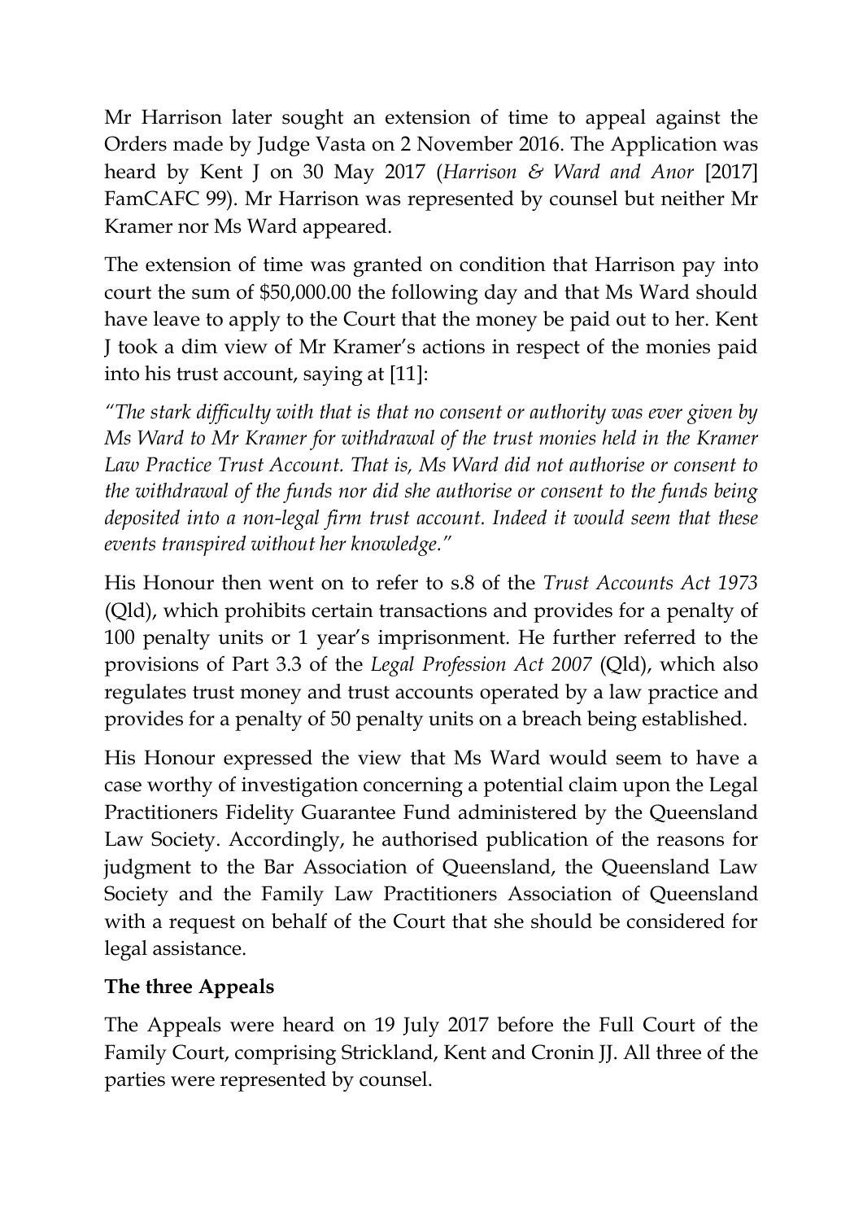Mr Harrison later sought an extension of time to appeal against the Orders made by Judge Vasta on 2 November 2016. The Application was heard by Kent J on 30 May 2017 (*Harrison & Ward and Anor* [2017] FamCAFC 99). Mr Harrison was represented by counsel but neither Mr Kramer nor Ms Ward appeared.

The extension of time was granted on condition that Harrison pay into court the sum of $50,000.00 the following day and that Ms Ward should have leave to apply to the Court that the money be paid out to her. Kent J took a dim view of Mr Kramer's actions in respect of the monies paid into his trust account, saying at [11]:

*"The stark difficulty with that is that no consent or authority was ever given by Ms Ward to Mr Kramer for withdrawal of the trust monies held in the Kramer Law Practice Trust Account. That is, Ms Ward did not authorise or consent to the withdrawal of the funds nor did she authorise or consent to the funds being deposited into a non-legal firm trust account. Indeed it would seem that these events transpired without her knowledge."*

His Honour then went on to refer to s.8 of the *Trust Accounts Act 1973* (Qld), which prohibits certain transactions and provides for a penalty of 100 penalty units or 1 year's imprisonment. He further referred to the provisions of Part 3.3 of the *Legal Profession Act 2007* (Qld), which also regulates trust money and trust accounts operated by a law practice and provides for a penalty of 50 penalty units on a breach being established.

His Honour expressed the view that Ms Ward would seem to have a case worthy of investigation concerning a potential claim upon the Legal Practitioners Fidelity Guarantee Fund administered by the Queensland Law Society. Accordingly, he authorised publication of the reasons for judgment to the Bar Association of Queensland, the Queensland Law Society and the Family Law Practitioners Association of Queensland with a request on behalf of the Court that she should be considered for legal assistance.

**The three Appeals**

The Appeals were heard on 19 July 2017 before the Full Court of the Family Court, comprising Strickland, Kent and Cronin JJ. All three of the parties were represented by counsel.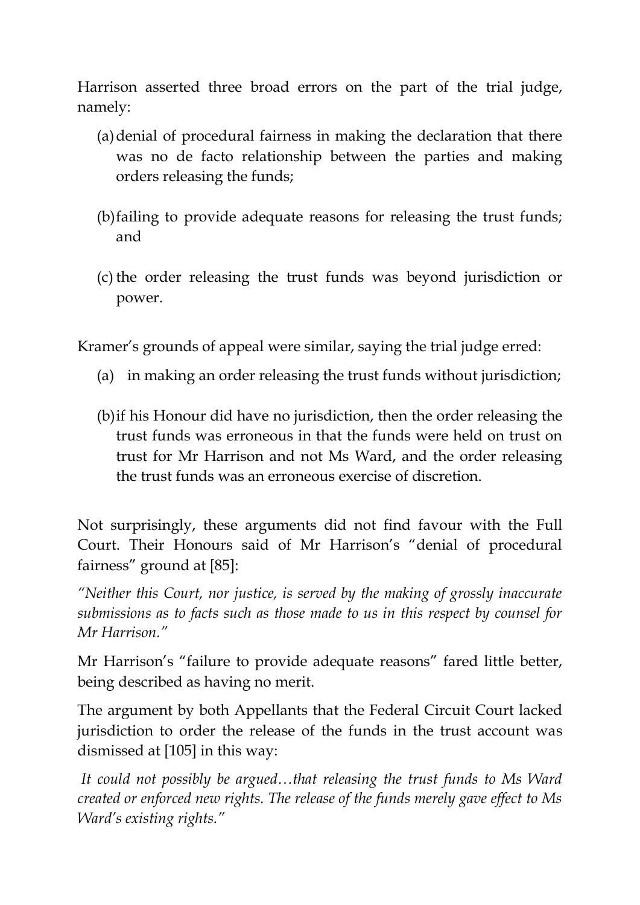Harrison asserted three broad errors on the part of the trial judge, namely:

(a) denial of procedural fairness in making the declaration that there was no de facto relationship between the parties and making orders releasing the funds;

(b) failing to provide adequate reasons for releasing the trust funds; and

(c) the order releasing the trust funds was beyond jurisdiction or power.

Kramer's grounds of appeal were similar, saying the trial judge erred:

(a) in making an order releasing the trust funds without jurisdiction;

(b) if his Honour did have no jurisdiction, then the order releasing the trust funds was erroneous in that the funds were held on trust on trust for Mr Harrison and not Ms Ward, and the order releasing the trust funds was an erroneous exercise of discretion.

Not surprisingly, these arguments did not find favour with the Full Court. Their Honours said of Mr Harrison's "denial of procedural fairness" ground at [85]:

*"Neither this Court, nor justice, is served by the making of grossly inaccurate submissions as to facts such as those made to us in this respect by counsel for Mr Harrison."*

Mr Harrison's "failure to provide adequate reasons" fared little better, being described as having no merit.

The argument by both Appellants that the Federal Circuit Court lacked jurisdiction to order the release of the funds in the trust account was dismissed at [105] in this way:

*It could not possibly be argued…that releasing the trust funds to Ms Ward created or enforced new rights. The release of the funds merely gave effect to Ms Ward's existing rights."*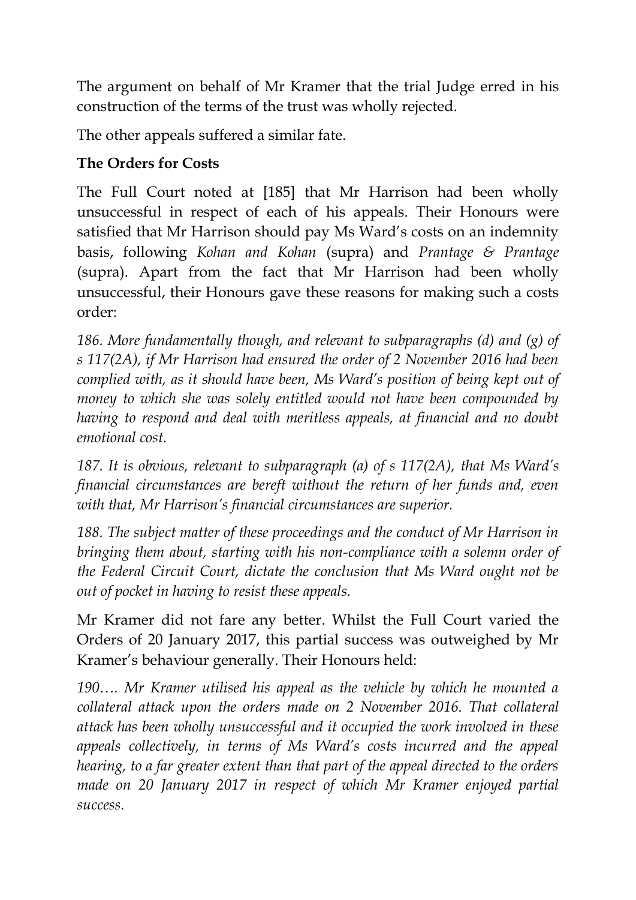The argument on behalf of Mr Kramer that the trial Judge erred in his construction of the terms of the trust was wholly rejected.

The other appeals suffered a similar fate.

**The Orders for Costs**

The Full Court noted at [185] that Mr Harrison had been wholly unsuccessful in respect of each of his appeals. Their Honours were satisfied that Mr Harrison should pay Ms Ward's costs on an indemnity basis, following *Kohan and Kohan* (supra) and *Prantage & Prantage* (supra). Apart from the fact that Mr Harrison had been wholly unsuccessful, their Honours gave these reasons for making such a costs order:

*186. More fundamentally though, and relevant to subparagraphs (d) and (g) of s 117(2A), if Mr Harrison had ensured the order of 2 November 2016 had been complied with, as it should have been, Ms Ward's position of being kept out of money to which she was solely entitled would not have been compounded by having to respond and deal with meritless appeals, at financial and no doubt emotional cost.*

*187. It is obvious, relevant to subparagraph (a) of s 117(2A), that Ms Ward's financial circumstances are bereft without the return of her funds and, even with that, Mr Harrison's financial circumstances are superior.*

*188. The subject matter of these proceedings and the conduct of Mr Harrison in bringing them about, starting with his non-compliance with a solemn order of the Federal Circuit Court, dictate the conclusion that Ms Ward ought not be out of pocket in having to resist these appeals.*

Mr Kramer did not fare any better. Whilst the Full Court varied the Orders of 20 January 2017, this partial success was outweighed by Mr Kramer's behaviour generally. Their Honours held:

*190…. Mr Kramer utilised his appeal as the vehicle by which he mounted a collateral attack upon the orders made on 2 November 2016. That collateral attack has been wholly unsuccessful and it occupied the work involved in these appeals collectively, in terms of Ms Ward's costs incurred and the appeal hearing, to a far greater extent than that part of the appeal directed to the orders made on 20 January 2017 in respect of which Mr Kramer enjoyed partial success.*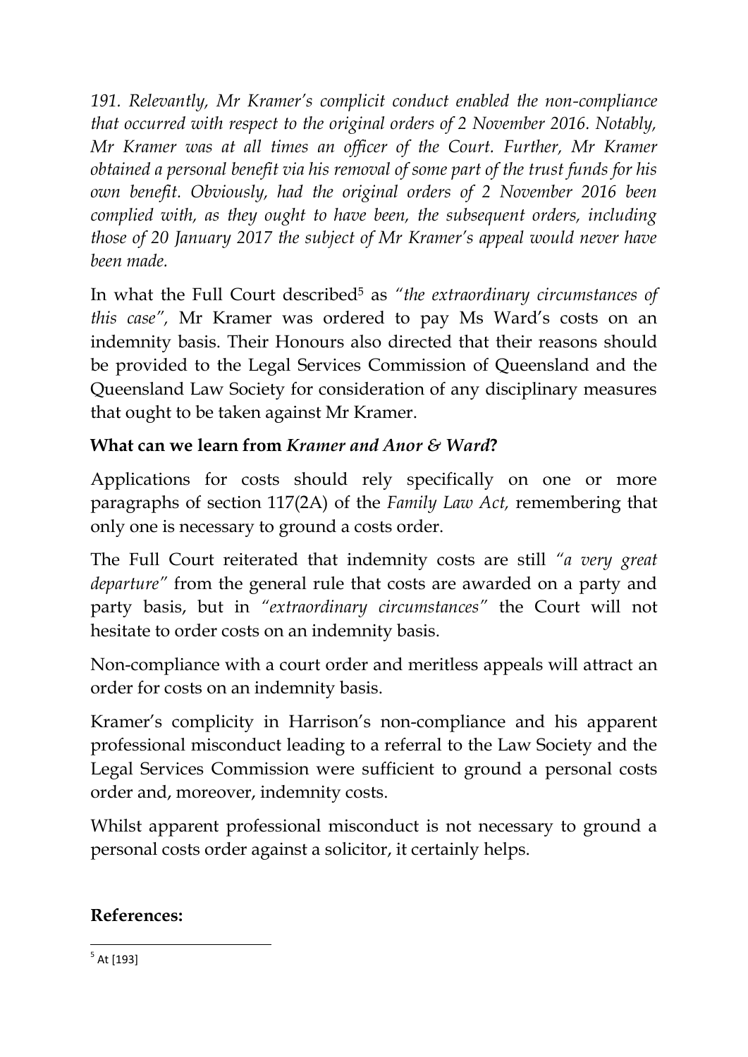*191. Relevantly, Mr Kramer's complicit conduct enabled the non-compliance that occurred with respect to the original orders of 2 November 2016. Notably, Mr Kramer was at all times an officer of the Court. Further, Mr Kramer obtained a personal benefit via his removal of some part of the trust funds for his own benefit. Obviously, had the original orders of 2 November 2016 been complied with, as they ought to have been, the subsequent orders, including those of 20 January 2017 the subject of Mr Kramer's appeal would never have been made.*

In what the Full Court described[5] as *"the extraordinary circumstances of this case"*, Mr Kramer was ordered to pay Ms Ward's costs on an indemnity basis. Their Honours also directed that their reasons should be provided to the Legal Services Commission of Queensland and the Queensland Law Society for consideration of any disciplinary measures that ought to be taken against Mr Kramer.

**What can we learn from *Kramer and Anor & Ward*?**

Applications for costs should rely specifically on one or more paragraphs of section 117(2A) of the *Family Law Act,* remembering that only one is necessary to ground a costs order.

The Full Court reiterated that indemnity costs are still *"a very great departure"* from the general rule that costs are awarded on a party and party basis, but in *"extraordinary circumstances"* the Court will not hesitate to order costs on an indemnity basis.

Non-compliance with a court order and meritless appeals will attract an order for costs on an indemnity basis.

Kramer's complicity in Harrison's non-compliance and his apparent professional misconduct leading to a referral to the Law Society and the Legal Services Commission were sufficient to ground a personal costs order and, moreover, indemnity costs.

Whilst apparent professional misconduct is not necessary to ground a personal costs order against a solicitor, it certainly helps.

**References:**

[5] At [193]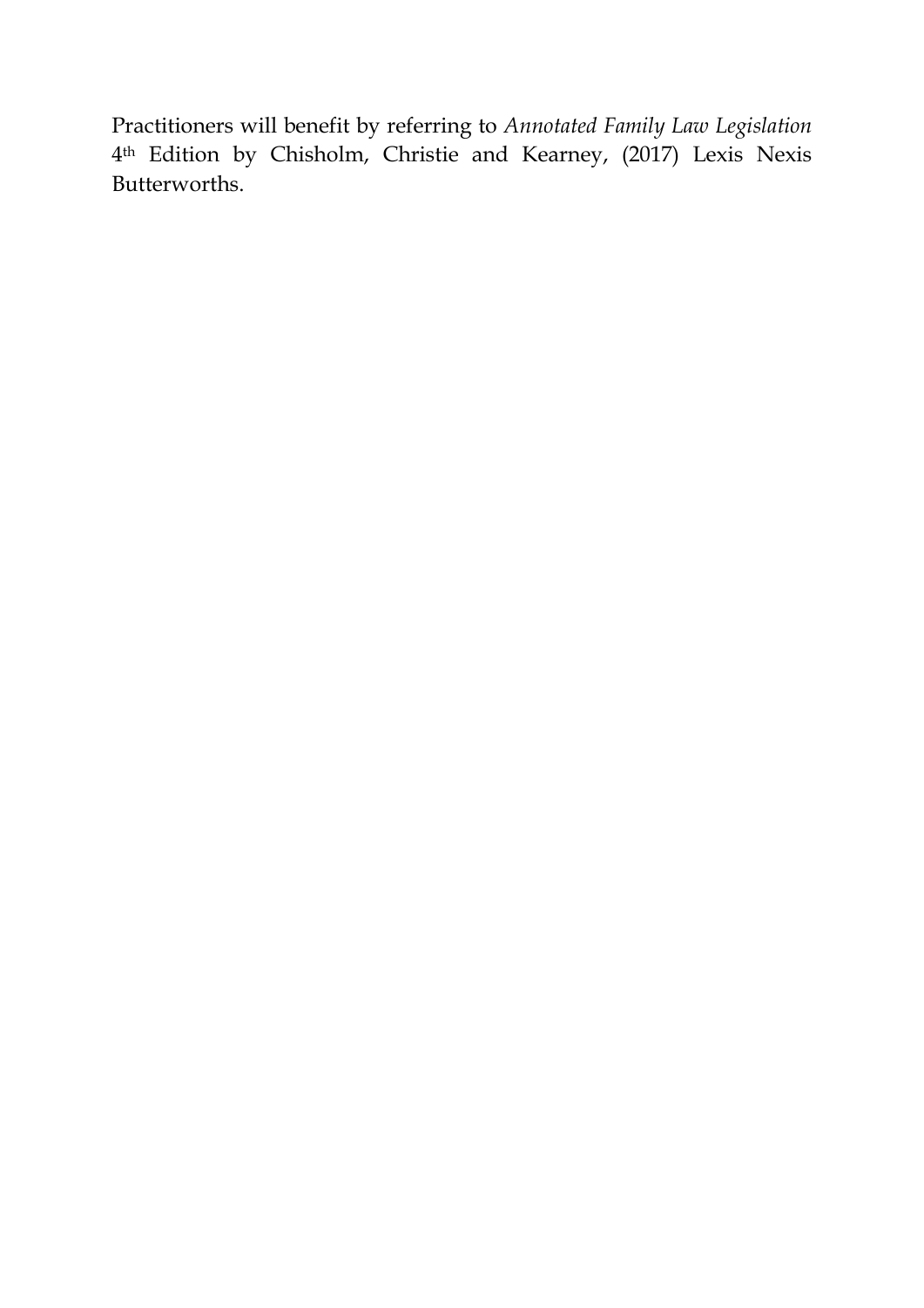Practitioners will benefit by referring to *Annotated Family Law Legislation* 4th Edition by Chisholm, Christie and Kearney, (2017) Lexis Nexis Butterworths.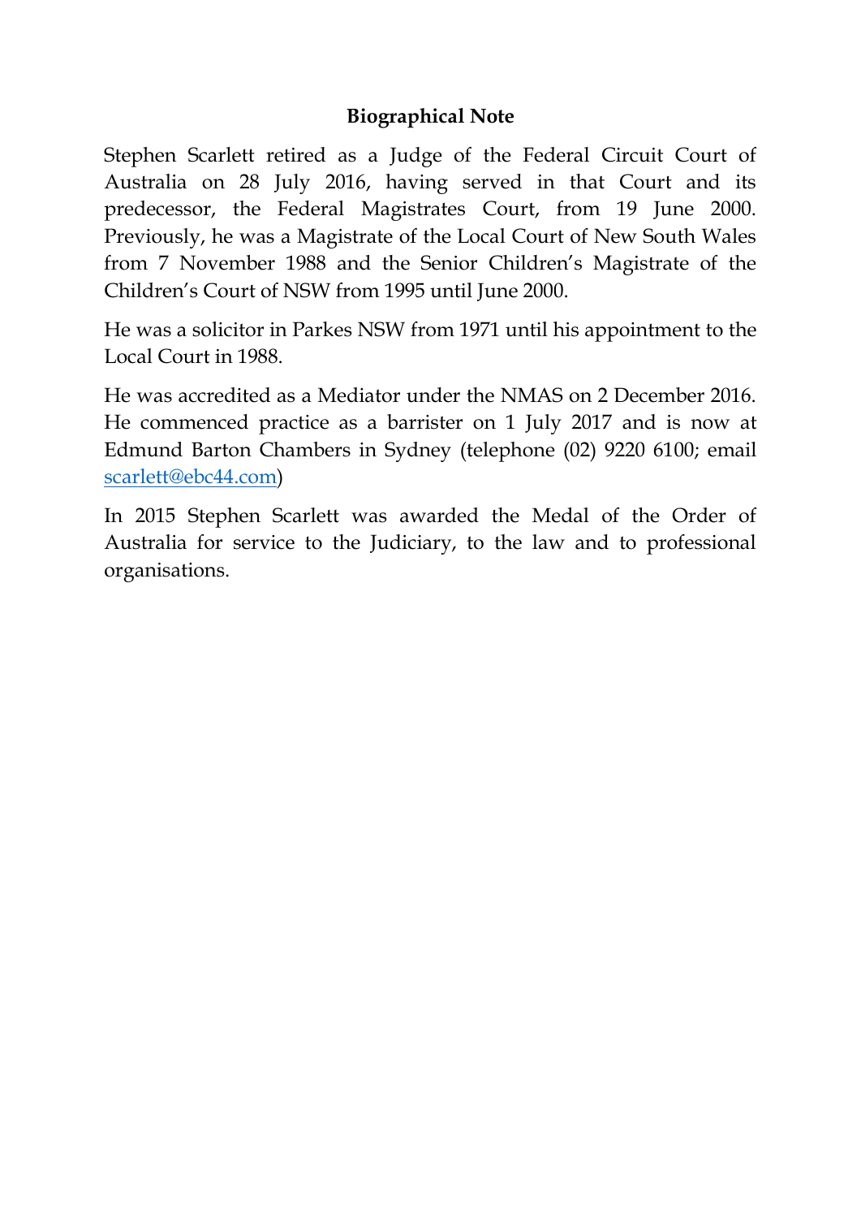**Biographical Note**

Stephen Scarlett retired as a Judge of the Federal Circuit Court of Australia on 28 July 2016, having served in that Court and its predecessor, the Federal Magistrates Court, from 19 June 2000. Previously, he was a Magistrate of the Local Court of New South Wales from 7 November 1988 and the Senior Children's Magistrate of the Children's Court of NSW from 1995 until June 2000.

He was a solicitor in Parkes NSW from 1971 until his appointment to the Local Court in 1988.

He was accredited as a Mediator under the NMAS on 2 December 2016. He commenced practice as a barrister on 1 July 2017 and is now at Edmund Barton Chambers in Sydney (telephone (02) 9220 6100; email scarlett@ebc44.com)

In 2015 Stephen Scarlett was awarded the Medal of the Order of Australia for service to the Judiciary, to the law and to professional organisations.